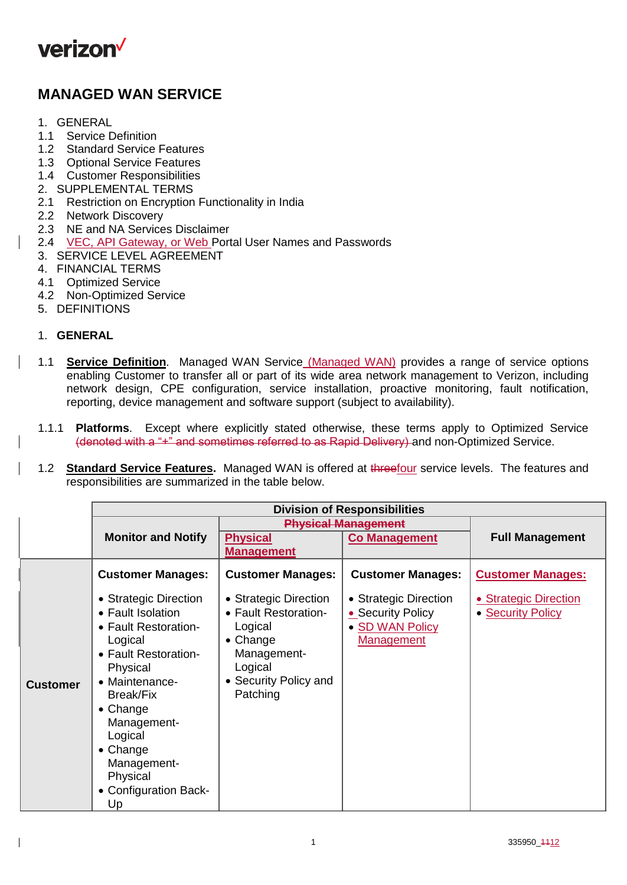verizon

# MANAGED WAN SERVICE

1. GENERAL
1.1 Service Definition
1.2 Standard Service Features
1.3 Optional Service Features
1.4 Customer Responsibilities
2. SUPPLEMENTAL TERMS
2.1 Restriction on Encryption Functionality in India
2.2 Network Discovery
2.3 NE and NA Services Disclaimer
2.4 VEC, API Gateway, or Web Portal User Names and Passwords
3. SERVICE LEVEL AGREEMENT
4. FINANCIAL TERMS
4.1 Optimized Service
4.2 Non-Optimized Service
5. DEFINITIONS

## 1. GENERAL

1.1 **Service Definition**. Managed WAN Service (Managed WAN) provides a range of service options enabling Customer to transfer all or part of its wide area network management to Verizon, including network design, CPE configuration, service installation, proactive monitoring, fault notification, reporting, device management and software support (subject to availability).

1.1.1 **Platforms**. Except where explicitly stated otherwise, these terms apply to Optimized Service ~~(denoted with a "+" and sometimes referred to as Rapid Delivery)~~ and non-Optimized Service.

1.2 **Standard Service Features.** Managed WAN is offered at ~~three~~four service levels. The features and responsibilities are summarized in the table below.

| | Division of Responsibilities | | | |
|---|---|---|---|---|
| | Monitor and Notify | ~~Physical Management~~ Physical Management | Co Management | Full Management |
| Customer | **Customer Manages:**<br>• Strategic Direction<br>• Fault Isolation<br>• Fault Restoration-Logical<br>• Fault Restoration-Physical<br>• Maintenance-Break/Fix<br>• Change Management-Logical<br>• Change Management-Physical<br>• Configuration Back-Up | **Customer Manages:**<br>• Strategic Direction<br>• Fault Restoration-Logical<br>• Change Management-Logical<br>• Security Policy and Patching | **Customer Manages:**<br>• Strategic Direction<br>• Security Policy<br>• SD WAN Policy Management | **Customer Manages:**<br>• Strategic Direction<br>• Security Policy |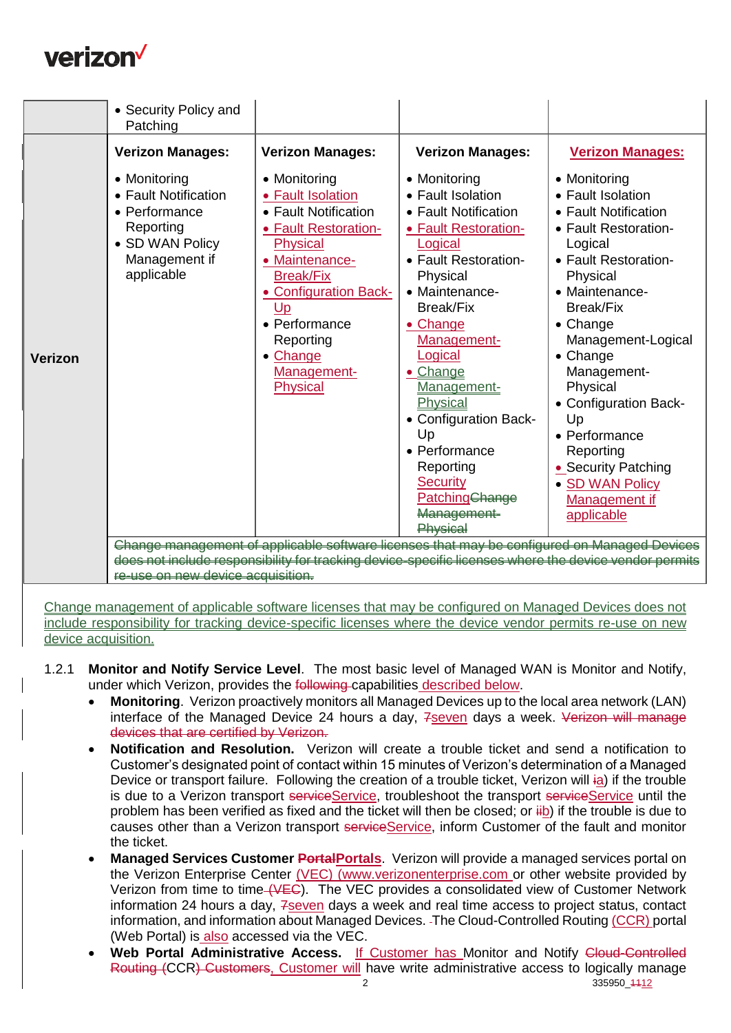| | • Security Policy and Patching | | | |
|---|---|---|---|---|
| **Verizon** | **Verizon Manages:**<br>• Monitoring<br>• Fault Notification<br>• Performance Reporting<br>• SD WAN Policy Management if applicable | **Verizon Manages:**<br>• Monitoring<br>• Fault Isolation<br>• Fault Notification<br>• Fault Restoration-Physical<br>• Maintenance-Break/Fix<br>• Configuration Back-Up<br>• Performance Reporting<br>• Change Management-Physical | **Verizon Manages:**<br>• Monitoring<br>• Fault Isolation<br>• Fault Notification<br>• Fault Restoration-Logical<br>• Fault Restoration-Physical<br>• Maintenance-Break/Fix<br>• Change Management-Logical<br>• Change Management-Physical<br>• Configuration Back-Up<br>• Performance Reporting<br>Security PatchingChange Management-Physical | **Verizon Manages:**<br>• Monitoring<br>• Fault Isolation<br>• Fault Notification<br>• Fault Restoration-Logical<br>• Fault Restoration-Physical<br>• Maintenance-Break/Fix<br>• Change Management-Logical<br>• Change Management-Physical<br>• Configuration Back-Up<br>• Performance Reporting<br>• Security Patching<br>• SD WAN Policy Management if applicable |
| | Change management of applicable software licenses that may be configured on Managed Devices does not include responsibility for tracking device-specific licenses where the device vendor permits re-use on new device acquisition. | | | |

Change management of applicable software licenses that may be configured on Managed Devices does not include responsibility for tracking device-specific licenses where the device vendor permits re-use on new device acquisition.

1.2.1 **Monitor and Notify Service Level**. The most basic level of Managed WAN is Monitor and Notify, under which Verizon, provides the following capabilities described below.

- **Monitoring**. Verizon proactively monitors all Managed Devices up to the local area network (LAN) interface of the Managed Device 24 hours a day, 7seven days a week. Verizon will manage devices that are certified by Verizon.
- **Notification and Resolution.** Verizon will create a trouble ticket and send a notification to Customer's designated point of contact within 15 minutes of Verizon's determination of a Managed Device or transport failure. Following the creation of a trouble ticket, Verizon will ia) if the trouble is due to a Verizon transport serviceService, troubleshoot the transport serviceService until the problem has been verified as fixed and the ticket will then be closed; or iib) if the trouble is due to causes other than a Verizon transport serviceService, inform Customer of the fault and monitor the ticket.
- **Managed Services Customer PortalPortals**. Verizon will provide a managed services portal on the Verizon Enterprise Center (VEC) (www.verizonenterprise.com or other website provided by Verizon from time to time (VEC). The VEC provides a consolidated view of Customer Network information 24 hours a day, 7seven days a week and real time access to project status, contact information, and information about Managed Devices. The Cloud-Controlled Routing (CCR) portal (Web Portal) is also accessed via the VEC.
- **Web Portal Administrative Access.** If Customer has Monitor and Notify Cloud-Controlled Routing (CCR) Customers, Customer will have write administrative access to logically manage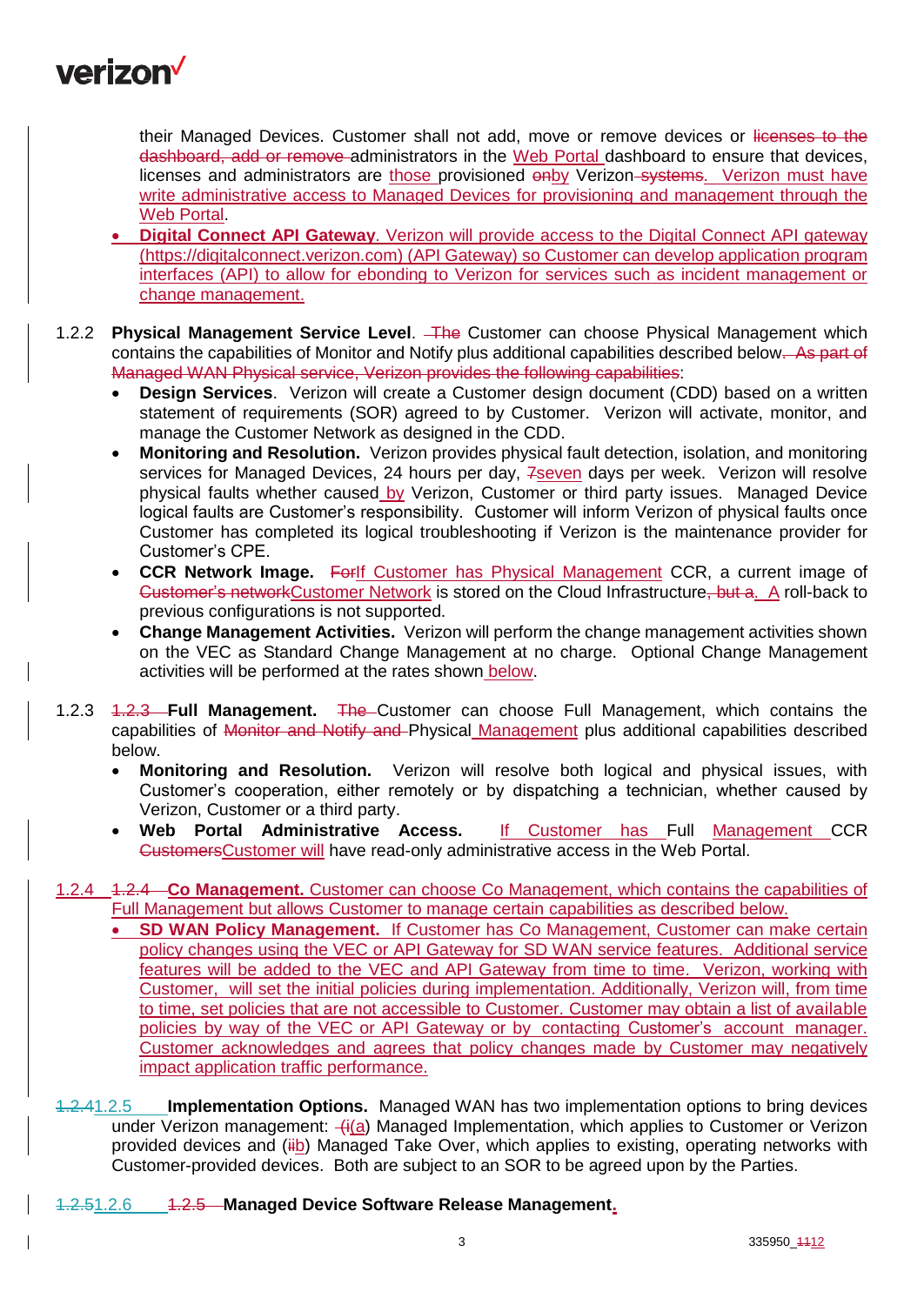their Managed Devices. Customer shall not add, move or remove devices or ~~licenses to the dashboard, add or remove~~ administrators in the Web Portal dashboard to ensure that devices, licenses and administrators are those provisioned ~~on~~by Verizon~~ systems~~. Verizon must have write administrative access to Managed Devices for provisioning and management through the Web Portal.

- **Digital Connect API Gateway**. Verizon will provide access to the Digital Connect API gateway (https://digitalconnect.verizon.com) (API Gateway) so Customer can develop application program interfaces (API) to allow for ebonding to Verizon for services such as incident management or change management.

1.2.2 **Physical Management Service Level**. ~~The~~ Customer can choose Physical Management which contains the capabilities of Monitor and Notify plus additional capabilities described below~~. As part of Managed WAN Physical service, Verizon provides the following capabilities~~:

- **Design Services**. Verizon will create a Customer design document (CDD) based on a written statement of requirements (SOR) agreed to by Customer. Verizon will activate, monitor, and manage the Customer Network as designed in the CDD.
- **Monitoring and Resolution.** Verizon provides physical fault detection, isolation, and monitoring services for Managed Devices, 24 hours per day, ~~7~~seven days per week. Verizon will resolve physical faults whether caused by Verizon, Customer or third party issues. Managed Device logical faults are Customer's responsibility. Customer will inform Verizon of physical faults once Customer has completed its logical troubleshooting if Verizon is the maintenance provider for Customer's CPE.
- **CCR Network Image.** ~~For~~If Customer has Physical Management CCR, a current image of ~~Customer's network~~Customer Network is stored on the Cloud Infrastructure~~, but a~~. A roll-back to previous configurations is not supported.
- **Change Management Activities.** Verizon will perform the change management activities shown on the VEC as Standard Change Management at no charge. Optional Change Management activities will be performed at the rates shown below.

1.2.3 ~~1.2.3~~ **Full Management.** ~~The~~ Customer can choose Full Management, which contains the capabilities of ~~Monitor and Notify and~~ Physical Management plus additional capabilities described below.

- **Monitoring and Resolution.** Verizon will resolve both logical and physical issues, with Customer's cooperation, either remotely or by dispatching a technician, whether caused by Verizon, Customer or a third party.
- **Web Portal Administrative Access.** If Customer has Full Management CCR ~~Customers~~Customer will have read-only administrative access in the Web Portal.

1.2.4 ~~1.2.4~~ **Co Management.** Customer can choose Co Management, which contains the capabilities of Full Management but allows Customer to manage certain capabilities as described below.

- **SD WAN Policy Management.** If Customer has Co Management, Customer can make certain policy changes using the VEC or API Gateway for SD WAN service features. Additional service features will be added to the VEC and API Gateway from time to time. Verizon, working with Customer, will set the initial policies during implementation. Additionally, Verizon will, from time to time, set policies that are not accessible to Customer. Customer may obtain a list of available policies by way of the VEC or API Gateway or by contacting Customer's account manager. Customer acknowledges and agrees that policy changes made by Customer may negatively impact application traffic performance.

~~1.2.4~~1.2.5 **Implementation Options.** Managed WAN has two implementation options to bring devices under Verizon management: ~~(i~~(a) Managed Implementation, which applies to Customer or Verizon provided devices and (~~ii~~b) Managed Take Over, which applies to existing, operating networks with Customer-provided devices. Both are subject to an SOR to be agreed upon by the Parties.

~~1.2.5~~1.2.6 ~~1.2.5~~ **Managed Device Software Release Management.**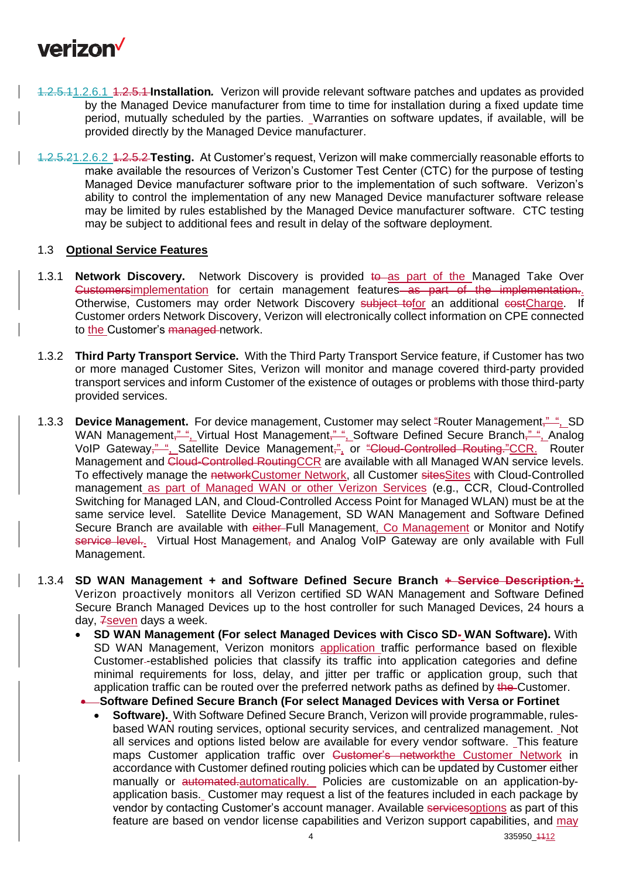1.2.5.11.2.6.1 1.2.5.1 **Installation.** Verizon will provide relevant software patches and updates as provided by the Managed Device manufacturer from time to time for installation during a fixed update time period, mutually scheduled by the parties. Warranties on software updates, if available, will be provided directly by the Managed Device manufacturer.

1.2.5.21.2.6.2 1.2.5.2 **Testing.** At Customer's request, Verizon will make commercially reasonable efforts to make available the resources of Verizon's Customer Test Center (CTC) for the purpose of testing Managed Device manufacturer software prior to the implementation of such software. Verizon's ability to control the implementation of any new Managed Device manufacturer software release may be limited by rules established by the Managed Device manufacturer software. CTC testing may be subject to additional fees and result in delay of the software deployment.

## 1.3 Optional Service Features

1.3.1 **Network Discovery.** Network Discovery is provided to as part of the Managed Take Over Customersimplementation for certain management features as part of the implementation.. Otherwise, Customers may order Network Discovery subject tofor an additional costCharge. If Customer orders Network Discovery, Verizon will electronically collect information on CPE connected to the Customer's managed network.

1.3.2 **Third Party Transport Service.** With the Third Party Transport Service feature, if Customer has two or more managed Customer Sites, Verizon will monitor and manage covered third-party provided transport services and inform Customer of the existence of outages or problems with those third-party provided services.

1.3.3 **Device Management.** For device management, Customer may select "Router Management," ", SD WAN Management," ", Virtual Host Management," ", Software Defined Secure Branch," ", Analog VoIP Gateway," ", Satellite Device Management,", or "Cloud-Controlled Routing."CCR. Router Management and Cloud-Controlled RoutingCCR are available with all Managed WAN service levels. To effectively manage the networkCustomer Network, all Customer sitesSites with Cloud-Controlled management as part of Managed WAN or other Verizon Services (e.g., CCR, Cloud-Controlled Switching for Managed LAN, and Cloud-Controlled Access Point for Managed WLAN) must be at the same service level. Satellite Device Management, SD WAN Management and Software Defined Secure Branch are available with either Full Management, Co Management or Monitor and Notify service level.. Virtual Host Management, and Analog VoIP Gateway are only available with Full Management.

1.3.4 **SD WAN Management + and Software Defined Secure Branch + Service Description.+.** Verizon proactively monitors all Verizon certified SD WAN Management and Software Defined Secure Branch Managed Devices up to the host controller for such Managed Devices, 24 hours a day, 7seven days a week.

- **SD WAN Management (For select Managed Devices with Cisco SD- WAN Software).** With SD WAN Management, Verizon monitors application traffic performance based on flexible Customer-established policies that classify its traffic into application categories and define minimal requirements for loss, delay, and jitter per traffic or application group, such that application traffic can be routed over the preferred network paths as defined by the Customer.
- **Software Defined Secure Branch (For select Managed Devices with Versa or Fortinet**
  - **Software).** With Software Defined Secure Branch, Verizon will provide programmable, rules-based WAN routing services, optional security services, and centralized management. Not all services and options listed below are available for every vendor software. This feature maps Customer application traffic over Customer's networkthe Customer Network in accordance with Customer defined routing policies which can be updated by Customer either manually or automated.automatically. Policies are customizable on an application-by-application basis. Customer may request a list of the features included in each package by vendor by contacting Customer's account manager. Available servicesoptions as part of this feature are based on vendor license capabilities and Verizon support capabilities, and may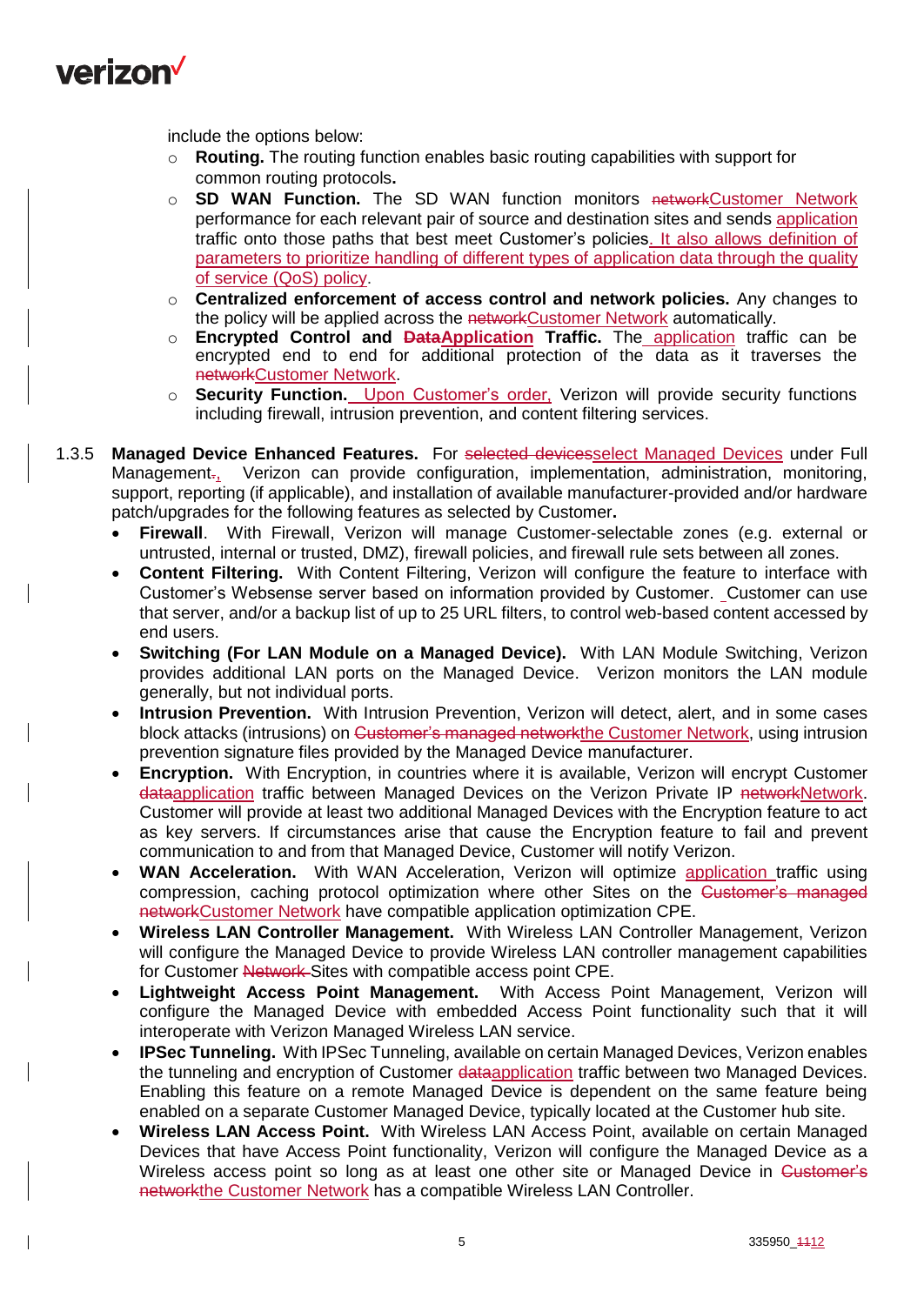include the options below:

- **Routing.** The routing function enables basic routing capabilities with support for common routing protocols**.**
- **SD WAN Function.** The SD WAN function monitors ~~network~~Customer Network performance for each relevant pair of source and destination sites and sends application traffic onto those paths that best meet Customer's policies. It also allows definition of parameters to prioritize handling of different types of application data through the quality of service (QoS) policy.
- **Centralized enforcement of access control and network policies.** Any changes to the policy will be applied across the ~~network~~Customer Network automatically.
- **Encrypted Control and ~~Data~~Application Traffic.** The application traffic can be encrypted end to end for additional protection of the data as it traverses the ~~network~~Customer Network.
- **Security Function.** Upon Customer's order, Verizon will provide security functions including firewall, intrusion prevention, and content filtering services.

1.3.5 **Managed Device Enhanced Features.** For ~~selected devices~~select Managed Devices under Full Management~~.~~, Verizon can provide configuration, implementation, administration, monitoring, support, reporting (if applicable), and installation of available manufacturer-provided and/or hardware patch/upgrades for the following features as selected by Customer**.**

- **Firewall**. With Firewall, Verizon will manage Customer-selectable zones (e.g. external or untrusted, internal or trusted, DMZ), firewall policies, and firewall rule sets between all zones.
- **Content Filtering.** With Content Filtering, Verizon will configure the feature to interface with Customer's Websense server based on information provided by Customer. Customer can use that server, and/or a backup list of up to 25 URL filters, to control web-based content accessed by end users.
- **Switching (For LAN Module on a Managed Device).** With LAN Module Switching, Verizon provides additional LAN ports on the Managed Device. Verizon monitors the LAN module generally, but not individual ports.
- **Intrusion Prevention.** With Intrusion Prevention, Verizon will detect, alert, and in some cases block attacks (intrusions) on ~~Customer's managed network~~the Customer Network, using intrusion prevention signature files provided by the Managed Device manufacturer.
- **Encryption.** With Encryption, in countries where it is available, Verizon will encrypt Customer ~~data~~application traffic between Managed Devices on the Verizon Private IP ~~network~~Network. Customer will provide at least two additional Managed Devices with the Encryption feature to act as key servers. If circumstances arise that cause the Encryption feature to fail and prevent communication to and from that Managed Device, Customer will notify Verizon.
- **WAN Acceleration.** With WAN Acceleration, Verizon will optimize application traffic using compression, caching protocol optimization where other Sites on the ~~Customer's managed network~~Customer Network have compatible application optimization CPE.
- **Wireless LAN Controller Management.** With Wireless LAN Controller Management, Verizon will configure the Managed Device to provide Wireless LAN controller management capabilities for Customer ~~Network~~ Sites with compatible access point CPE.
- **Lightweight Access Point Management.** With Access Point Management, Verizon will configure the Managed Device with embedded Access Point functionality such that it will interoperate with Verizon Managed Wireless LAN service.
- **IPSec Tunneling.** With IPSec Tunneling, available on certain Managed Devices, Verizon enables the tunneling and encryption of Customer ~~data~~application traffic between two Managed Devices. Enabling this feature on a remote Managed Device is dependent on the same feature being enabled on a separate Customer Managed Device, typically located at the Customer hub site.
- **Wireless LAN Access Point.** With Wireless LAN Access Point, available on certain Managed Devices that have Access Point functionality, Verizon will configure the Managed Device as a Wireless access point so long as at least one other site or Managed Device in ~~Customer's network~~the Customer Network has a compatible Wireless LAN Controller.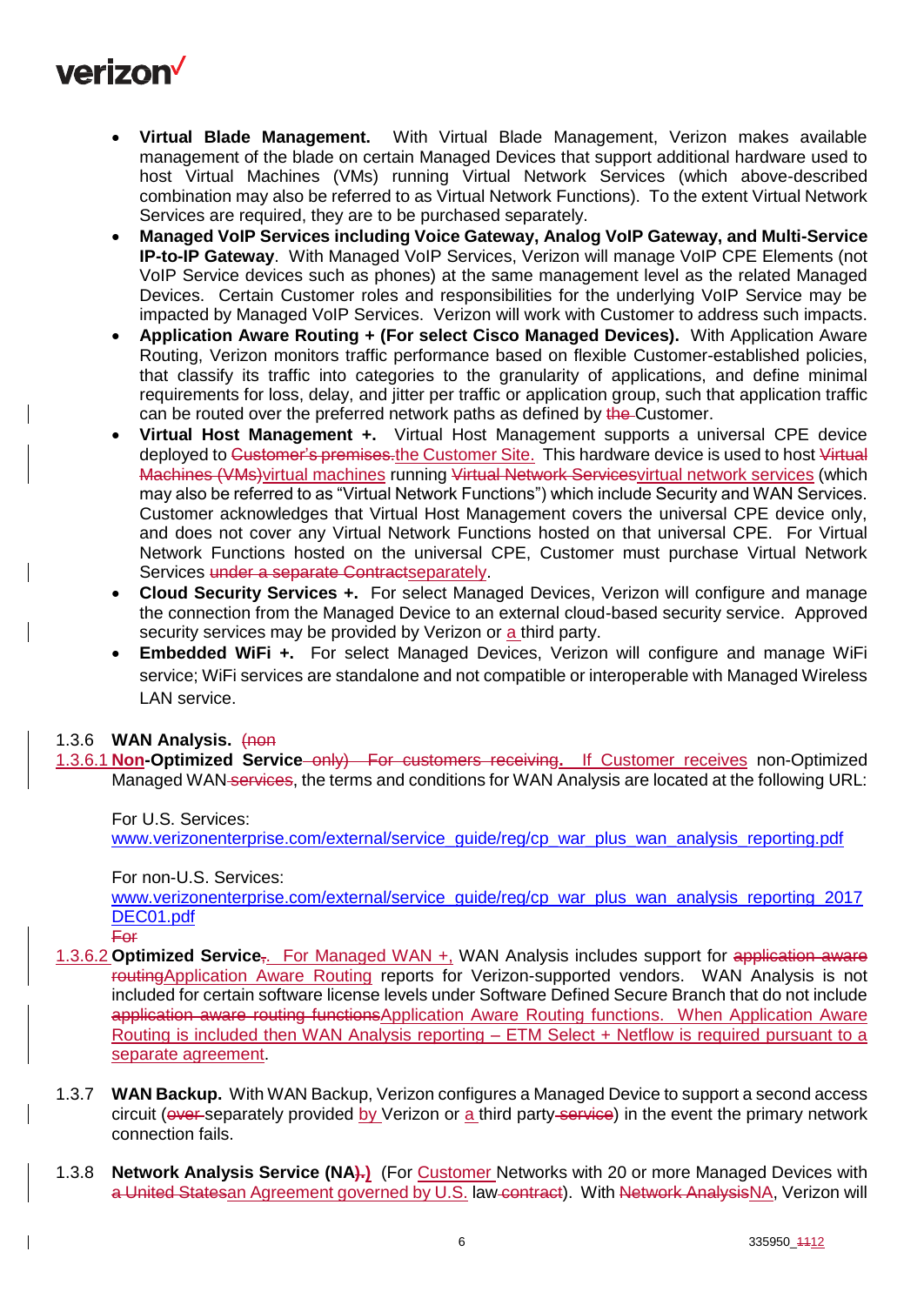- **Virtual Blade Management.** With Virtual Blade Management, Verizon makes available management of the blade on certain Managed Devices that support additional hardware used to host Virtual Machines (VMs) running Virtual Network Services (which above-described combination may also be referred to as Virtual Network Functions). To the extent Virtual Network Services are required, they are to be purchased separately.
- **Managed VoIP Services including Voice Gateway, Analog VoIP Gateway, and Multi-Service IP-to-IP Gateway**. With Managed VoIP Services, Verizon will manage VoIP CPE Elements (not VoIP Service devices such as phones) at the same management level as the related Managed Devices. Certain Customer roles and responsibilities for the underlying VoIP Service may be impacted by Managed VoIP Services. Verizon will work with Customer to address such impacts.
- **Application Aware Routing + (For select Cisco Managed Devices).** With Application Aware Routing, Verizon monitors traffic performance based on flexible Customer-established policies, that classify its traffic into categories to the granularity of applications, and define minimal requirements for loss, delay, and jitter per traffic or application group, such that application traffic can be routed over the preferred network paths as defined by ~~the~~ Customer.
- **Virtual Host Management +.** Virtual Host Management supports a universal CPE device deployed to ~~Customer's premises.~~the Customer Site. This hardware device is used to host ~~Virtual Machines (VMs)~~virtual machines running ~~Virtual Network Services~~virtual network services (which may also be referred to as "Virtual Network Functions") which include Security and WAN Services. Customer acknowledges that Virtual Host Management covers the universal CPE device only, and does not cover any Virtual Network Functions hosted on that universal CPE. For Virtual Network Functions hosted on the universal CPE, Customer must purchase Virtual Network Services ~~under a separate Contract~~separately.
- **Cloud Security Services +.** For select Managed Devices, Verizon will configure and manage the connection from the Managed Device to an external cloud-based security service. Approved security services may be provided by Verizon or a third party.
- **Embedded WiFi +.** For select Managed Devices, Verizon will configure and manage WiFi service; WiFi services are standalone and not compatible or interoperable with Managed Wireless LAN service.

1.3.6 **WAN Analysis.** ~~(non~~

1.3.6.1 **Non-Optimized Service** ~~only) For customers receiving~~. If Customer receives non-Optimized Managed WAN ~~services~~, the terms and conditions for WAN Analysis are located at the following URL:

For U.S. Services:
www.verizonenterprise.com/external/service_guide/reg/cp_war_plus_wan_analysis_reporting.pdf

For non-U.S. Services:
www.verizonenterprise.com/external/service_guide/reg/cp_war_plus_wan_analysis_reporting_2017DEC01.pdf

~~For~~

1.3.6.2 **Optimized Service**~~,~~. For Managed WAN +, WAN Analysis includes support for ~~application aware routing~~Application Aware Routing reports for Verizon-supported vendors. WAN Analysis is not included for certain software license levels under Software Defined Secure Branch that do not include ~~application aware routing functions~~Application Aware Routing functions. When Application Aware Routing is included then WAN Analysis reporting – ETM Select + Netflow is required pursuant to a separate agreement.

1.3.7 **WAN Backup.** With WAN Backup, Verizon configures a Managed Device to support a second access circuit (~~over~~ separately provided by Verizon or a third party ~~service~~) in the event the primary network connection fails.

1.3.8 **Network Analysis Service (NA~~).~~)** (For Customer Networks with 20 or more Managed Devices with ~~a United States~~an Agreement governed by U.S. law ~~contract~~). With ~~Network Analysis~~NA, Verizon will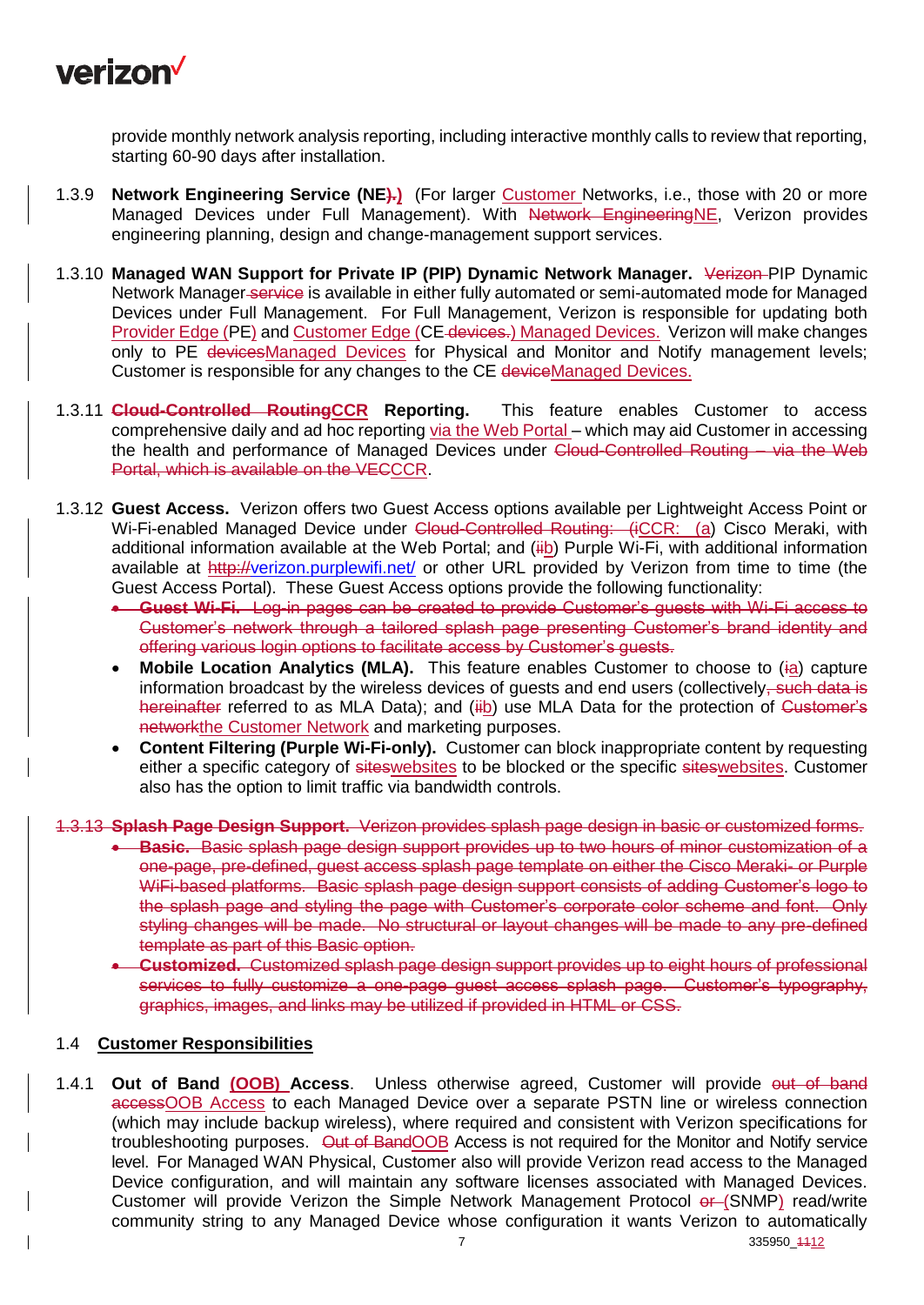provide monthly network analysis reporting, including interactive monthly calls to review that reporting, starting 60-90 days after installation.

1.3.9 **Network Engineering Service (NE~~).~~)** (For larger Customer Networks, i.e., those with 20 or more Managed Devices under Full Management). With ~~Network Engineering~~NE, Verizon provides engineering planning, design and change-management support services.

1.3.10 **Managed WAN Support for Private IP (PIP) Dynamic Network Manager.** ~~Verizon~~ PIP Dynamic Network Manager ~~service~~ is available in either fully automated or semi-automated mode for Managed Devices under Full Management. For Full Management, Verizon is responsible for updating both Provider Edge (PE) and Customer Edge (CE ~~devices.~~) Managed Devices. Verizon will make changes only to PE ~~devices~~Managed Devices for Physical and Monitor and Notify management levels; Customer is responsible for any changes to the CE ~~device~~Managed Devices.

1.3.11 **~~Cloud-Controlled Routing~~CCR Reporting.** This feature enables Customer to access comprehensive daily and ad hoc reporting via the Web Portal – which may aid Customer in accessing the health and performance of Managed Devices under ~~Cloud-Controlled Routing – via the Web Portal, which is available on the VEC~~CCR.

1.3.12 **Guest Access.** Verizon offers two Guest Access options available per Lightweight Access Point or Wi-Fi-enabled Managed Device under ~~Cloud-Controlled Routing: (i~~CCR: (a) Cisco Meraki, with additional information available at the Web Portal; and (~~ii~~b) Purple Wi-Fi, with additional information available at ~~http://~~verizon.purplewifi.net/ or other URL provided by Verizon from time to time (the Guest Access Portal). These Guest Access options provide the following functionality:

- ~~**Guest Wi-Fi.** Log-in pages can be created to provide Customer's guests with Wi-Fi access to Customer's network through a tailored splash page presenting Customer's brand identity and offering various login options to facilitate access by Customer's guests.~~
- **Mobile Location Analytics (MLA).** This feature enables Customer to choose to (~~i~~a) capture information broadcast by the wireless devices of guests and end users (collectively~~, such data is hereinafter~~ referred to as MLA Data); and (~~ii~~b) use MLA Data for the protection of ~~Customer's network~~the Customer Network and marketing purposes.
- **Content Filtering (Purple Wi-Fi-only).** Customer can block inappropriate content by requesting either a specific category of ~~sites~~websites to be blocked or the specific ~~sites~~websites. Customer also has the option to limit traffic via bandwidth controls.

~~1.3.13 **Splash Page Design Support.** Verizon provides splash page design in basic or customized forms.~~

- ~~**Basic.** Basic splash page design support provides up to two hours of minor customization of a one-page, pre-defined, guest access splash page template on either the Cisco Meraki- or Purple WiFi-based platforms. Basic splash page design support consists of adding Customer's logo to the splash page and styling the page with Customer's corporate color scheme and font. Only styling changes will be made. No structural or layout changes will be made to any pre-defined template as part of this Basic option.~~
- ~~**Customized.** Customized splash page design support provides up to eight hours of professional services to fully customize a one-page guest access splash page. Customer's typography, graphics, images, and links may be utilized if provided in HTML or CSS.~~

## 1.4 Customer Responsibilities

1.4.1 **Out of Band (OOB) Access**. Unless otherwise agreed, Customer will provide ~~out of band access~~OOB Access to each Managed Device over a separate PSTN line or wireless connection (which may include backup wireless), where required and consistent with Verizon specifications for troubleshooting purposes. ~~Out of Band~~OOB Access is not required for the Monitor and Notify service level. For Managed WAN Physical, Customer also will provide Verizon read access to the Managed Device configuration, and will maintain any software licenses associated with Managed Devices. Customer will provide Verizon the Simple Network Management Protocol ~~or~~ (SNMP) read/write community string to any Managed Device whose configuration it wants Verizon to automatically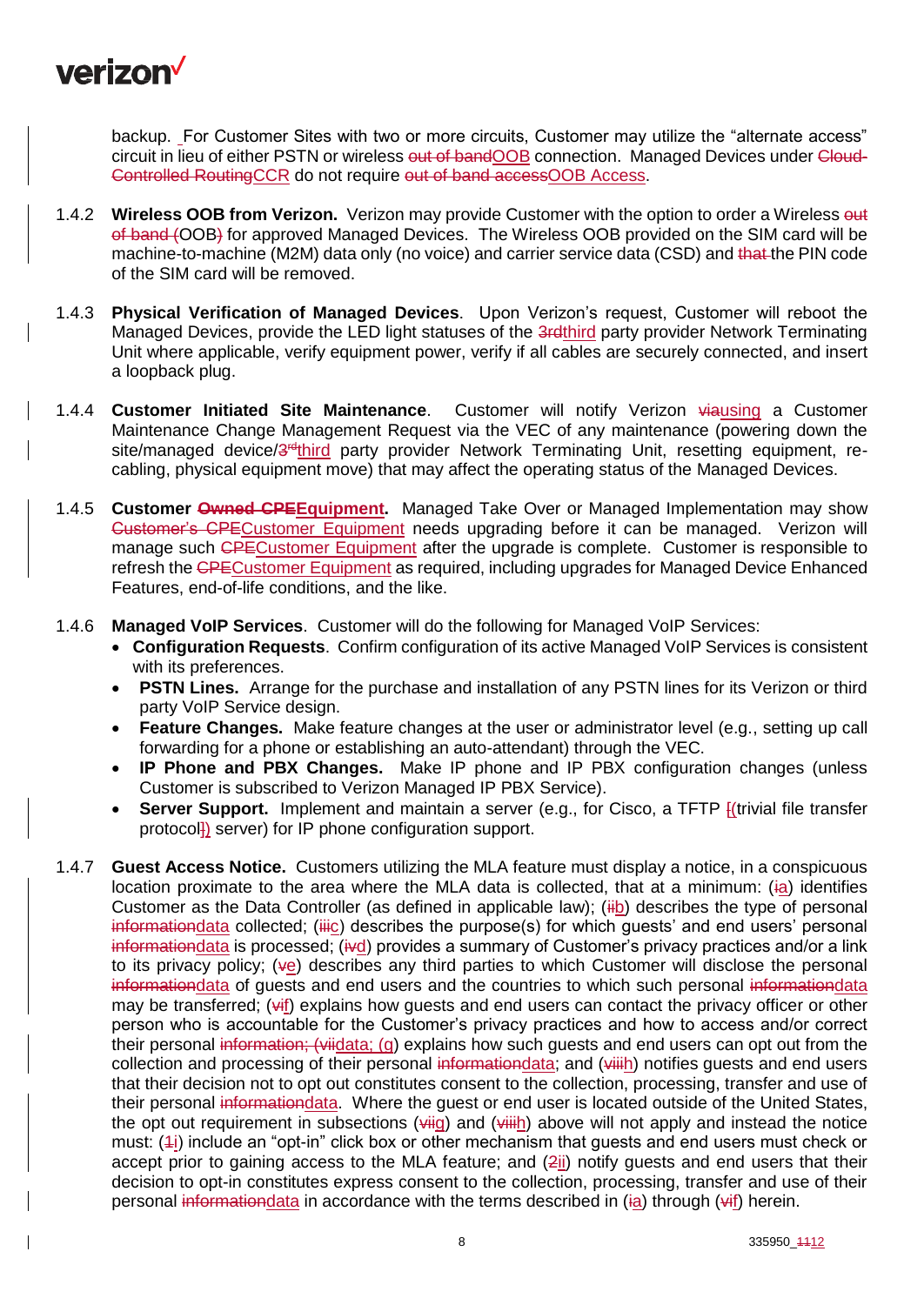backup. For Customer Sites with two or more circuits, Customer may utilize the "alternate access" circuit in lieu of either PSTN or wireless ~~out of band~~OOB connection. Managed Devices under ~~Cloud-Controlled Routing~~CCR do not require ~~out of band access~~OOB Access.

1.4.2 **Wireless OOB from Verizon.** Verizon may provide Customer with the option to order a Wireless ~~out of band (~~OOB~~)~~ for approved Managed Devices. The Wireless OOB provided on the SIM card will be machine-to-machine (M2M) data only (no voice) and carrier service data (CSD) and ~~that~~ the PIN code of the SIM card will be removed.

1.4.3 **Physical Verification of Managed Devices**. Upon Verizon's request, Customer will reboot the Managed Devices, provide the LED light statuses of the ~~3rd~~third party provider Network Terminating Unit where applicable, verify equipment power, verify if all cables are securely connected, and insert a loopback plug.

1.4.4 **Customer Initiated Site Maintenance**. Customer will notify Verizon ~~via~~using a Customer Maintenance Change Management Request via the VEC of any maintenance (powering down the site/managed device/~~3rd~~third party provider Network Terminating Unit, resetting equipment, re-cabling, physical equipment move) that may affect the operating status of the Managed Devices.

1.4.5 **Customer ~~Owned CPE~~Equipment.** Managed Take Over or Managed Implementation may show ~~Customer's CPE~~Customer Equipment needs upgrading before it can be managed. Verizon will manage such ~~CPE~~Customer Equipment after the upgrade is complete. Customer is responsible to refresh the ~~CPE~~Customer Equipment as required, including upgrades for Managed Device Enhanced Features, end-of-life conditions, and the like.

1.4.6 **Managed VoIP Services**. Customer will do the following for Managed VoIP Services:

- **Configuration Requests**. Confirm configuration of its active Managed VoIP Services is consistent with its preferences.
- **PSTN Lines.** Arrange for the purchase and installation of any PSTN lines for its Verizon or third party VoIP Service design.
- **Feature Changes.** Make feature changes at the user or administrator level (e.g., setting up call forwarding for a phone or establishing an auto-attendant) through the VEC.
- **IP Phone and PBX Changes.** Make IP phone and IP PBX configuration changes (unless Customer is subscribed to Verizon Managed IP PBX Service).
- **Server Support.** Implement and maintain a server (e.g., for Cisco, a TFTP ~~[~~(trivial file transfer protocol~~]~~) server) for IP phone configuration support.

1.4.7 **Guest Access Notice.** Customers utilizing the MLA feature must display a notice, in a conspicuous location proximate to the area where the MLA data is collected, that at a minimum: (~~i~~a) identifies Customer as the Data Controller (as defined in applicable law); (~~ii~~b) describes the type of personal ~~information~~data collected; (~~iii~~c) describes the purpose(s) for which guests' and end users' personal ~~information~~data is processed; (~~iv~~d) provides a summary of Customer's privacy practices and/or a link to its privacy policy; (~~v~~e) describes any third parties to which Customer will disclose the personal ~~information~~data of guests and end users and the countries to which such personal ~~information~~data may be transferred; (~~vi~~f) explains how guests and end users can contact the privacy officer or other person who is accountable for the Customer's privacy practices and how to access and/or correct their personal ~~information; (vii~~data; (g) explains how such guests and end users can opt out from the collection and processing of their personal ~~information~~data; and (~~viii~~h) notifies guests and end users that their decision not to opt out constitutes consent to the collection, processing, transfer and use of their personal ~~information~~data. Where the guest or end user is located outside of the United States, the opt out requirement in subsections (~~vii~~g) and (~~viii~~h) above will not apply and instead the notice must: (~~1~~i) include an "opt-in" click box or other mechanism that guests and end users must check or accept prior to gaining access to the MLA feature; and (~~2~~ii) notify guests and end users that their decision to opt-in constitutes express consent to the collection, processing, transfer and use of their personal ~~information~~data in accordance with the terms described in (~~i~~a) through (~~vi~~f) herein.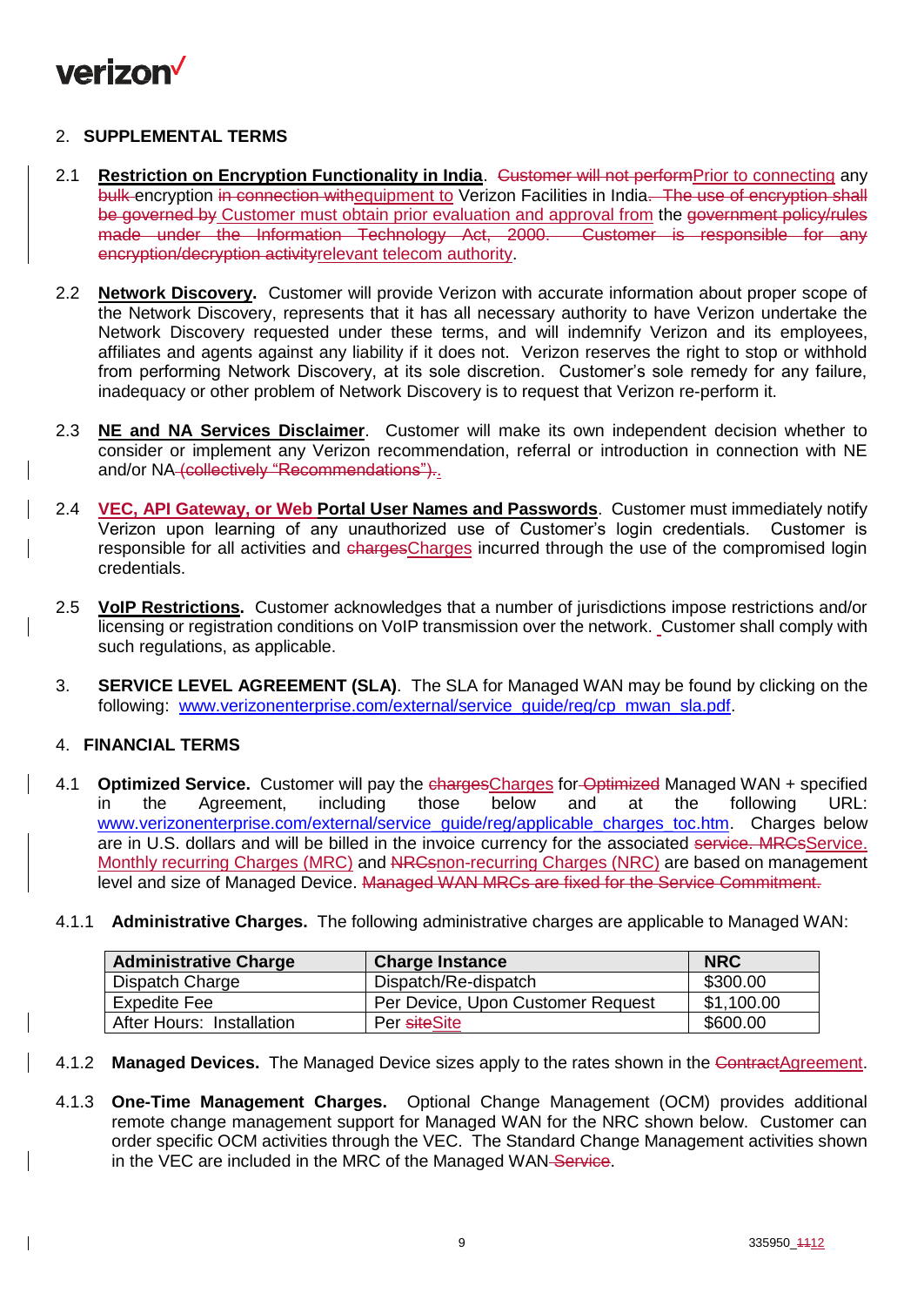## 2. SUPPLEMENTAL TERMS

2.1 **Restriction on Encryption Functionality in India**. ~~Customer will not perform~~Prior to connecting any ~~bulk~~ encryption ~~in connection with~~equipment to Verizon Facilities in India~~. The use of encryption shall be governed by~~ Customer must obtain prior evaluation and approval from the ~~government policy/rules made under the Information Technology Act, 2000. Customer is responsible for any encryption/decryption activity~~relevant telecom authority.

2.2 **Network Discovery.** Customer will provide Verizon with accurate information about proper scope of the Network Discovery, represents that it has all necessary authority to have Verizon undertake the Network Discovery requested under these terms, and will indemnify Verizon and its employees, affiliates and agents against any liability if it does not. Verizon reserves the right to stop or withhold from performing Network Discovery, at its sole discretion. Customer's sole remedy for any failure, inadequacy or other problem of Network Discovery is to request that Verizon re-perform it.

2.3 **NE and NA Services Disclaimer**. Customer will make its own independent decision whether to consider or implement any Verizon recommendation, referral or introduction in connection with NE and/or NA~~ (collectively "Recommendations").~~.

2.4 **VEC, API Gateway, or Web Portal User Names and Passwords**. Customer must immediately notify Verizon upon learning of any unauthorized use of Customer's login credentials. Customer is responsible for all activities and ~~charges~~Charges incurred through the use of the compromised login credentials.

2.5 **VoIP Restrictions.** Customer acknowledges that a number of jurisdictions impose restrictions and/or licensing or registration conditions on VoIP transmission over the network. Customer shall comply with such regulations, as applicable.

## 3. SERVICE LEVEL AGREEMENT (SLA)

The SLA for Managed WAN may be found by clicking on the following: www.verizonenterprise.com/external/service_guide/reg/cp_mwan_sla.pdf.

## 4. FINANCIAL TERMS

4.1 **Optimized Service.** Customer will pay the ~~charges~~Charges for~~ Optimized~~ Managed WAN + specified in the Agreement, including those below and at the following URL: www.verizonenterprise.com/external/service_guide/reg/applicable_charges_toc.htm. Charges below are in U.S. dollars and will be billed in the invoice currency for the associated ~~service. MRCs~~Service. Monthly recurring Charges (MRC) and ~~NRCs~~non-recurring Charges (NRC) are based on management level and size of Managed Device. ~~Managed WAN MRCs are fixed for the Service Commitment.~~

4.1.1 **Administrative Charges.** The following administrative charges are applicable to Managed WAN:

| Administrative Charge | Charge Instance | NRC |
|---|---|---|
| Dispatch Charge | Dispatch/Re-dispatch | $300.00 |
| Expedite Fee | Per Device, Upon Customer Request | $1,100.00 |
| After Hours: Installation | Per ~~site~~Site | $600.00 |

4.1.2 **Managed Devices.** The Managed Device sizes apply to the rates shown in the ~~Contract~~Agreement.

4.1.3 **One-Time Management Charges.** Optional Change Management (OCM) provides additional remote change management support for Managed WAN for the NRC shown below. Customer can order specific OCM activities through the VEC. The Standard Change Management activities shown in the VEC are included in the MRC of the Managed WAN~~ Service~~.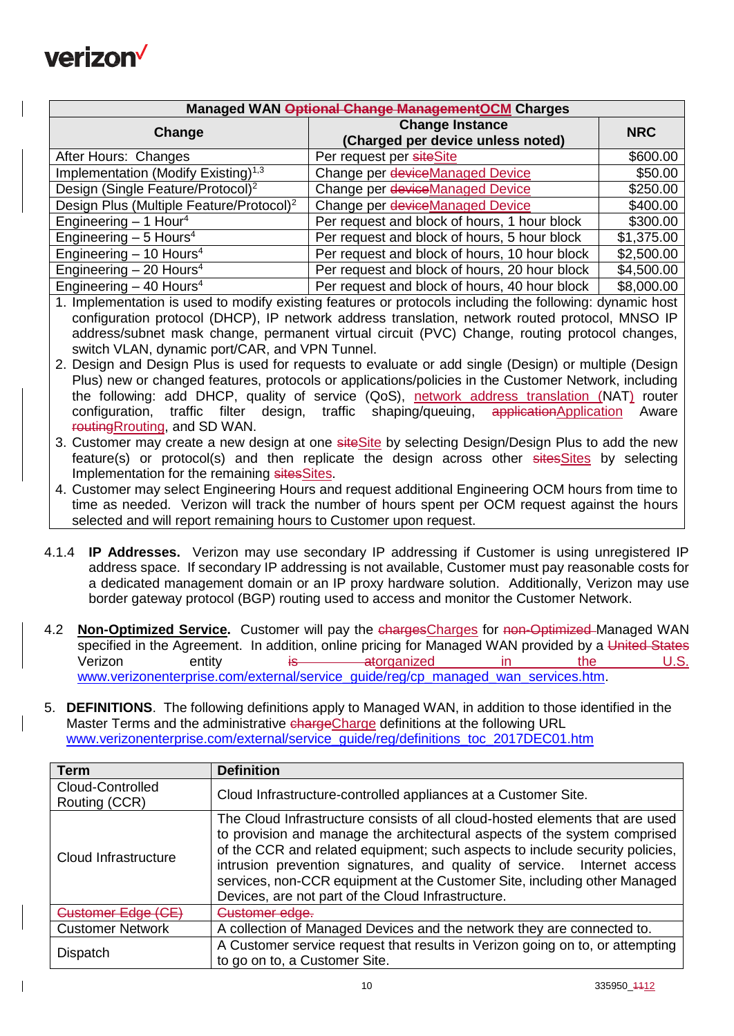| Managed WAN ~~Optional Change Management~~OCM Charges | | |
|---|---|---|
| **Change** | **Change Instance (Charged per device unless noted)** | **NRC** |
| After Hours: Changes | Per request per ~~site~~Site | $600.00 |
| Implementation (Modify Existing)[1,3] | Change per ~~device~~Managed Device | $50.00 |
| Design (Single Feature/Protocol)[2] | Change per ~~device~~Managed Device | $250.00 |
| Design Plus (Multiple Feature/Protocol)[2] | Change per ~~device~~Managed Device | $400.00 |
| Engineering – 1 Hour[4] | Per request and block of hours, 1 hour block | $300.00 |
| Engineering – 5 Hours[4] | Per request and block of hours, 5 hour block | $1,375.00 |
| Engineering – 10 Hours[4] | Per request and block of hours, 10 hour block | $2,500.00 |
| Engineering – 20 Hours[4] | Per request and block of hours, 20 hour block | $4,500.00 |
| Engineering – 40 Hours[4] | Per request and block of hours, 40 hour block | $8,000.00 |

1. Implementation is used to modify existing features or protocols including the following: dynamic host configuration protocol (DHCP), IP network address translation, network routed protocol, MNSO IP address/subnet mask change, permanent virtual circuit (PVC) Change, routing protocol changes, switch VLAN, dynamic port/CAR, and VPN Tunnel.
2. Design and Design Plus is used for requests to evaluate or add single (Design) or multiple (Design Plus) new or changed features, protocols or applications/policies in the Customer Network, including the following: add DHCP, quality of service (QoS), network address translation (NAT) router configuration, traffic filter design, traffic shaping/queuing, ~~application~~Application Aware ~~routing~~Routing, and SD WAN.
3. Customer may create a new design at one ~~site~~Site by selecting Design/Design Plus to add the new feature(s) or protocol(s) and then replicate the design across other ~~sites~~Sites by selecting Implementation for the remaining ~~sites~~Sites.
4. Customer may select Engineering Hours and request additional Engineering OCM hours from time to time as needed. Verizon will track the number of hours spent per OCM request against the hours selected and will report remaining hours to Customer upon request.

4.1.4 **IP Addresses.** Verizon may use secondary IP addressing if Customer is using unregistered IP address space. If secondary IP addressing is not available, Customer must pay reasonable costs for a dedicated management domain or an IP proxy hardware solution. Additionally, Verizon may use border gateway protocol (BGP) routing used to access and monitor the Customer Network.

4.2 **Non-Optimized Service.** Customer will pay the ~~charges~~Charges for ~~non-Optimized~~ Managed WAN specified in the Agreement. In addition, online pricing for Managed WAN provided by a ~~United States~~ Verizon entity ~~is~~ ~~at~~organized in the U.S. www.verizonenterprise.com/external/service_guide/reg/cp_managed_wan_services.htm.

5. **DEFINITIONS**. The following definitions apply to Managed WAN, in addition to those identified in the Master Terms and the administrative ~~charge~~Charge definitions at the following URL www.verizonenterprise.com/external/service_guide/reg/definitions_toc_2017DEC01.htm

| Term | Definition |
|---|---|
| Cloud-Controlled Routing (CCR) | Cloud Infrastructure-controlled appliances at a Customer Site. |
| Cloud Infrastructure | The Cloud Infrastructure consists of all cloud-hosted elements that are used to provision and manage the architectural aspects of the system comprised of the CCR and related equipment; such aspects to include security policies, intrusion prevention signatures, and quality of service. Internet access services, non-CCR equipment at the Customer Site, including other Managed Devices, are not part of the Cloud Infrastructure. |
| ~~Customer Edge (CE)~~ | ~~Customer edge.~~ |
| Customer Network | A collection of Managed Devices and the network they are connected to. |
| Dispatch | A Customer service request that results in Verizon going on to, or attempting to go on to, a Customer Site. |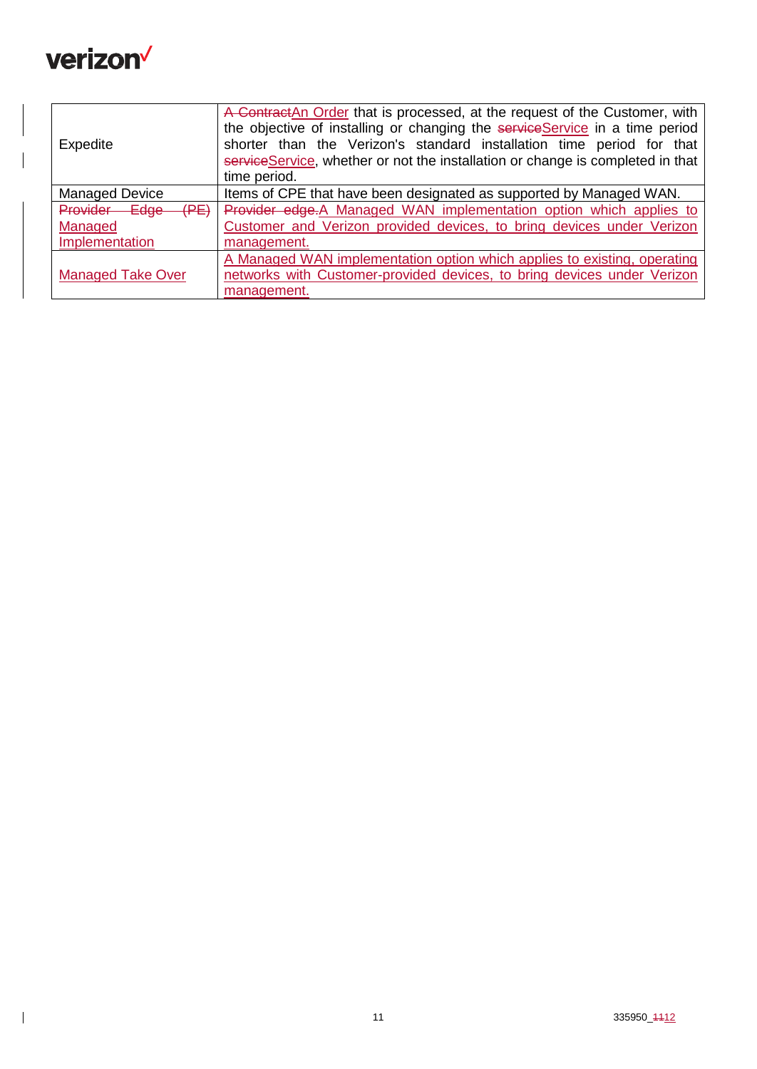| | |
|---|---|
| Expedite | ~~A Contract~~An Order that is processed, at the request of the Customer, with the objective of installing or changing the ~~service~~Service in a time period shorter than the Verizon's standard installation time period for that ~~service~~Service, whether or not the installation or change is completed in that time period. |
| Managed Device | Items of CPE that have been designated as supported by Managed WAN. |
| ~~Provider Edge (PE)~~ Managed Implementation | ~~Provider edge.~~A Managed WAN implementation option which applies to Customer and Verizon provided devices, to bring devices under Verizon management. |
| Managed Take Over | A Managed WAN implementation option which applies to existing, operating networks with Customer-provided devices, to bring devices under Verizon management. |